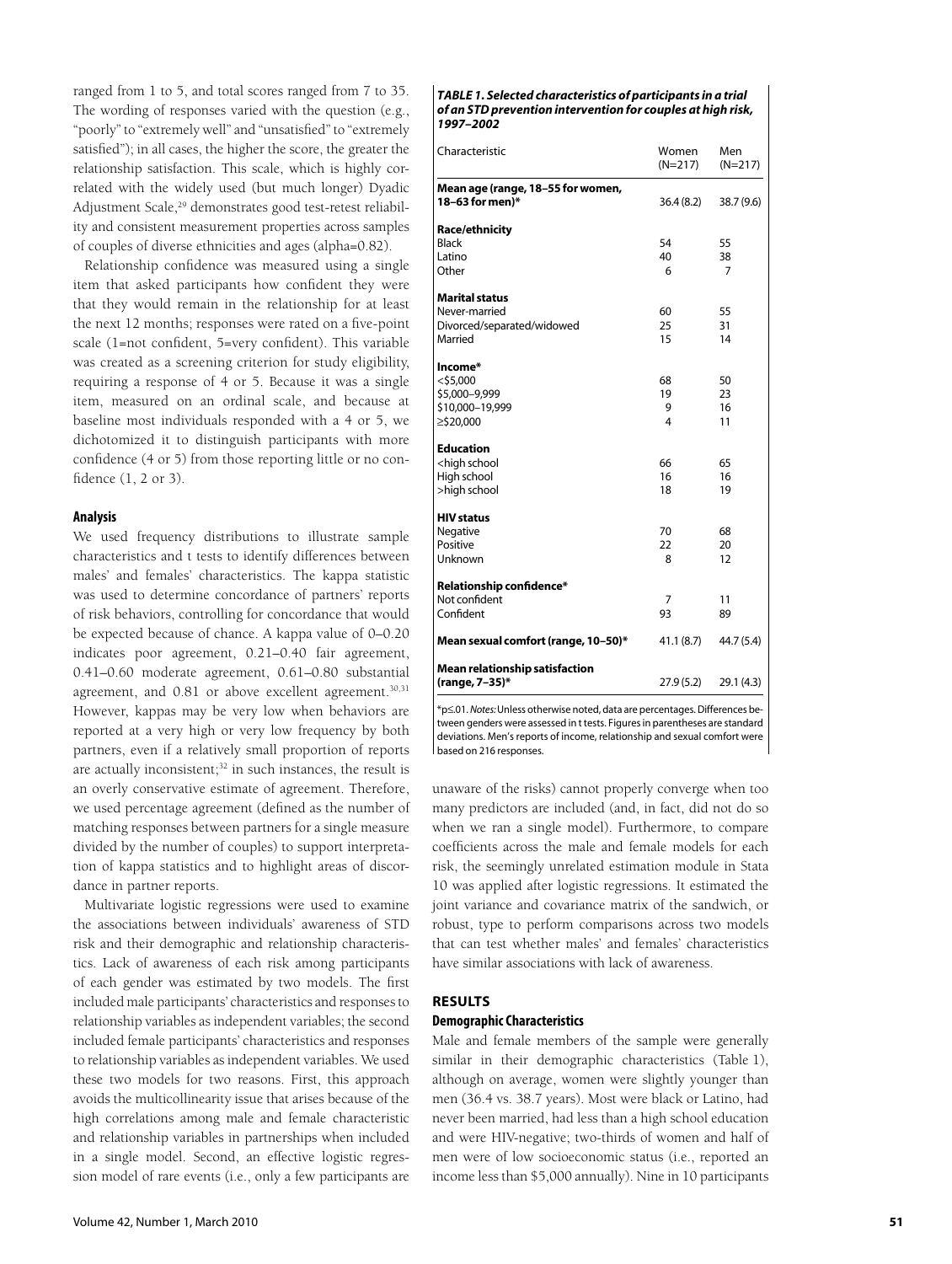ranged from 1 to 5, and total scores ranged from 7 to 35. The wording of responses varied with the question (e.g., "poorly" to "extremely well" and "unsatisfied" to "extremely satisfied"); in all cases, the higher the score, the greater the relationship satisfaction. This scale, which is highly correlated with the widely used (but much longer) Dyadic Adjustment Scale,[29] demonstrates good test-retest reliability and consistent measurement properties across samples of couples of diverse ethnicities and ages (alpha=0.82).

Relationship confidence was measured using a single item that asked participants how confident they were that they would remain in the relationship for at least the next 12 months; responses were rated on a five-point scale (1=not confident, 5=very confident). This variable was created as a screening criterion for study eligibility, requiring a response of 4 or 5. Because it was a single item, measured on an ordinal scale, and because at baseline most individuals responded with a 4 or 5, we dichotomized it to distinguish participants with more confidence (4 or 5) from those reporting little or no confidence (1, 2 or 3).

#### Analysis

We used frequency distributions to illustrate sample characteristics and t tests to identify differences between males' and females' characteristics. The kappa statistic was used to determine concordance of partners' reports of risk behaviors, controlling for concordance that would be expected because of chance. A kappa value of 0–0.20 indicates poor agreement, 0.21–0.40 fair agreement, 0.41–0.60 moderate agreement, 0.61–0.80 substantial agreement, and 0.81 or above excellent agreement.[30,31] However, kappas may be very low when behaviors are reported at a very high or very low frequency by both partners, even if a relatively small proportion of reports are actually inconsistent;[32] in such instances, the result is an overly conservative estimate of agreement. Therefore, we used percentage agreement (defined as the number of matching responses between partners for a single measure divided by the number of couples) to support interpretation of kappa statistics and to highlight areas of discordance in partner reports.

Multivariate logistic regressions were used to examine the associations between individuals' awareness of STD risk and their demographic and relationship characteristics. Lack of awareness of each risk among participants of each gender was estimated by two models. The first included male participants' characteristics and responses to relationship variables as independent variables; the second included female participants' characteristics and responses to relationship variables as independent variables. We used these two models for two reasons. First, this approach avoids the multicollinearity issue that arises because of the high correlations among male and female characteristic and relationship variables in partnerships when included in a single model. Second, an effective logistic regression model of rare events (i.e., only a few participants are unaware of the risks) cannot properly converge when too many predictors are included (and, in fact, did not do so when we ran a single model). Furthermore, to compare coefficients across the male and female models for each risk, the seemingly unrelated estimation module in Stata 10 was applied after logistic regressions. It estimated the joint variance and covariance matrix of the sandwich, or robust, type to perform comparisons across two models that can test whether males' and females' characteristics have similar associations with lack of awareness.

***TABLE 1. Selected characteristics of participants in a trial of an STD prevention intervention for couples at high risk, 1997–2002***

| Characteristic | Women (N=217) | Men (N=217) |
|---|---|---|
| **Mean age (range, 18–55 for women, 18–63 for men)*** | 36.4 (8.2) | 38.7 (9.6) |
| **Race/ethnicity** | | |
| Black | 54 | 55 |
| Latino | 40 | 38 |
| Other | 6 | 7 |
| **Marital status** | | |
| Never-married | 60 | 55 |
| Divorced/separated/widowed | 25 | 31 |
| Married | 15 | 14 |
| **Income*** | | |
| <$5,000 | 68 | 50 |
| $5,000–9,999 | 19 | 23 |
| $10,000–19,999 | 9 | 16 |
| ≥$20,000 | 4 | 11 |
| **Education** | | |
| <high school | 66 | 65 |
| High school | 16 | 16 |
| >high school | 18 | 19 |
| **HIV status** | | |
| Negative | 70 | 68 |
| Positive | 22 | 20 |
| Unknown | 8 | 12 |
| **Relationship confidence*** | | |
| Not confident | 7 | 11 |
| Confident | 93 | 89 |
| **Mean sexual comfort (range, 10–50)*** | 41.1 (8.7) | 44.7 (5.4) |
| **Mean relationship satisfaction (range, 7–35)*** | 27.9 (5.2) | 29.1 (4.3) |

*p≤.01. *Notes:* Unless otherwise noted, data are percentages. Differences between genders were assessed in t tests. Figures in parentheses are standard deviations. Men's reports of income, relationship and sexual comfort were based on 216 responses.

## RESULTS

#### Demographic Characteristics

Male and female members of the sample were generally similar in their demographic characteristics (Table 1), although on average, women were slightly younger than men (36.4 vs. 38.7 years). Most were black or Latino, had never been married, had less than a high school education and were HIV-negative; two-thirds of women and half of men were of low socioeconomic status (i.e., reported an income less than $5,000 annually). Nine in 10 participants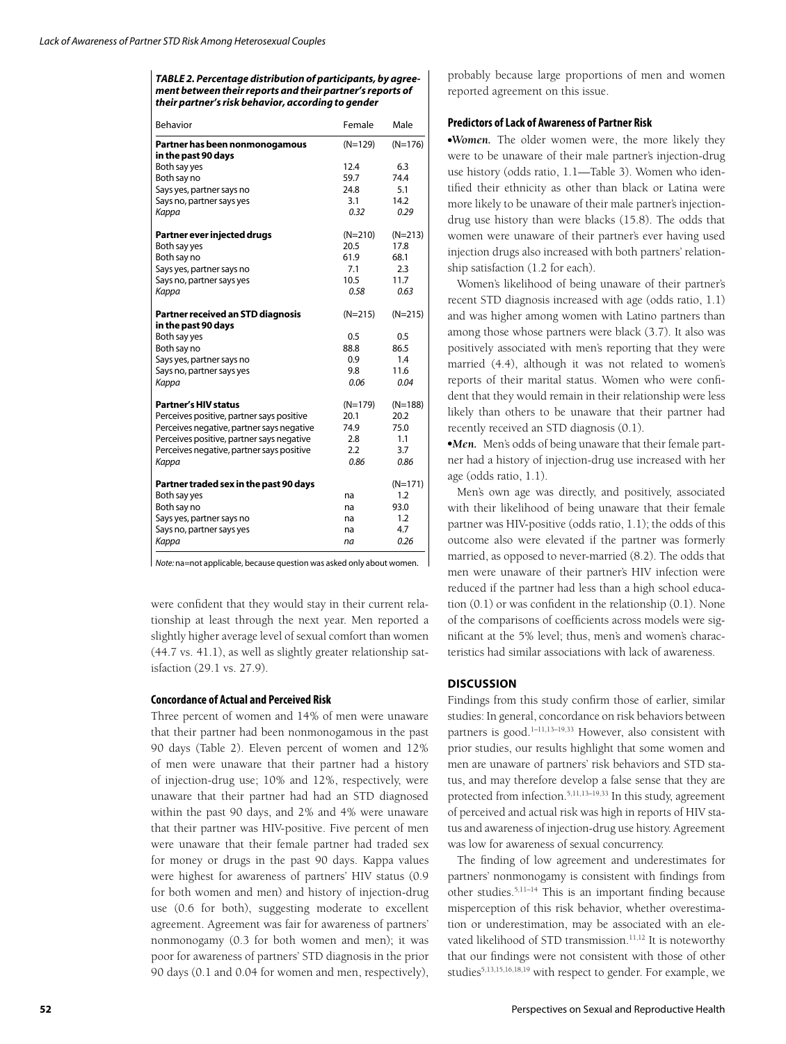**TABLE 2. Percentage distribution of participants, by agreement between their reports and their partner's reports of their partner's risk behavior, according to gender**

| Behavior | Female | Male |
|---|---|---|
| **Partner has been nonmonogamous in the past 90 days** | (N=129) | (N=176) |
| Both say yes | 12.4 | 6.3 |
| Both say no | 59.7 | 74.4 |
| Says yes, partner says no | 24.8 | 5.1 |
| Says no, partner says yes | 3.1 | 14.2 |
| *Kappa* | *0.32* | *0.29* |
| **Partner ever injected drugs** | (N=210) | (N=213) |
| Both say yes | 20.5 | 17.8 |
| Both say no | 61.9 | 68.1 |
| Says yes, partner says no | 7.1 | 2.3 |
| Says no, partner says yes | 10.5 | 11.7 |
| *Kappa* | *0.58* | *0.63* |
| **Partner received an STD diagnosis in the past 90 days** | (N=215) | (N=215) |
| Both say yes | 0.5 | 0.5 |
| Both say no | 88.8 | 86.5 |
| Says yes, partner says no | 0.9 | 1.4 |
| Says no, partner says yes | 9.8 | 11.6 |
| *Kappa* | *0.06* | *0.04* |
| **Partner's HIV status** | (N=179) | (N=188) |
| Perceives positive, partner says positive | 20.1 | 20.2 |
| Perceives negative, partner says negative | 74.9 | 75.0 |
| Perceives positive, partner says negative | 2.8 | 1.1 |
| Perceives negative, partner says positive | 2.2 | 3.7 |
| *Kappa* | *0.86* | *0.86* |
| **Partner traded sex in the past 90 days** | | (N=171) |
| Both say yes | na | 1.2 |
| Both say no | na | 93.0 |
| Says yes, partner says no | na | 1.2 |
| Says no, partner says yes | na | 4.7 |
| *Kappa* | *na* | *0.26* |

*Note:* na=not applicable, because question was asked only about women.

were confident that they would stay in their current relationship at least through the next year. Men reported a slightly higher average level of sexual comfort than women (44.7 vs. 41.1), as well as slightly greater relationship satisfaction (29.1 vs. 27.9).

### Concordance of Actual and Perceived Risk

Three percent of women and 14% of men were unaware that their partner had been nonmonogamous in the past 90 days (Table 2). Eleven percent of women and 12% of men were unaware that their partner had a history of injection-drug use; 10% and 12%, respectively, were unaware that their partner had had an STD diagnosed within the past 90 days, and 2% and 4% were unaware that their partner was HIV-positive. Five percent of men were unaware that their female partner had traded sex for money or drugs in the past 90 days. Kappa values were highest for awareness of partners' HIV status (0.9 for both women and men) and history of injection-drug use (0.6 for both), suggesting moderate to excellent agreement. Agreement was fair for awareness of partners' nonmonogamy (0.3 for both women and men); it was poor for awareness of partners' STD diagnosis in the prior 90 days (0.1 and 0.04 for women and men, respectively), probably because large proportions of men and women reported agreement on this issue.

### Predictors of Lack of Awareness of Partner Risk

•*Women.* The older women were, the more likely they were to be unaware of their male partner's injection-drug use history (odds ratio, 1.1—Table 3). Women who identified their ethnicity as other than black or Latina were more likely to be unaware of their male partner's injection-drug use history than were blacks (15.8). The odds that women were unaware of their partner's ever having used injection drugs also increased with both partners' relationship satisfaction (1.2 for each).

Women's likelihood of being unaware of their partner's recent STD diagnosis increased with age (odds ratio, 1.1) and was higher among women with Latino partners than among those whose partners were black (3.7). It also was positively associated with men's reporting that they were married (4.4), although it was not related to women's reports of their marital status. Women who were confident that they would remain in their relationship were less likely than others to be unaware that their partner had recently received an STD diagnosis (0.1).

•*Men.* Men's odds of being unaware that their female partner had a history of injection-drug use increased with her age (odds ratio, 1.1).

Men's own age was directly, and positively, associated with their likelihood of being unaware that their female partner was HIV-positive (odds ratio, 1.1); the odds of this outcome also were elevated if the partner was formerly married, as opposed to never-married (8.2). The odds that men were unaware of their partner's HIV infection were reduced if the partner had less than a high school education (0.1) or was confident in the relationship (0.1). None of the comparisons of coefficients across models were significant at the 5% level; thus, men's and women's characteristics had similar associations with lack of awareness.

## DISCUSSION

Findings from this study confirm those of earlier, similar studies: In general, concordance on risk behaviors between partners is good.[1–11,13–19,33] However, also consistent with prior studies, our results highlight that some women and men are unaware of partners' risk behaviors and STD status, and may therefore develop a false sense that they are protected from infection.[5,11,13–19,33] In this study, agreement of perceived and actual risk was high in reports of HIV status and awareness of injection-drug use history. Agreement was low for awareness of sexual concurrency.

The finding of low agreement and underestimates for partners' nonmonogamy is consistent with findings from other studies.[5,11–14] This is an important finding because misperception of this risk behavior, whether overestimation or underestimation, may be associated with an elevated likelihood of STD transmission.[11,12] It is noteworthy that our findings were not consistent with those of other studies[5,13,15,16,18,19] with respect to gender. For example, we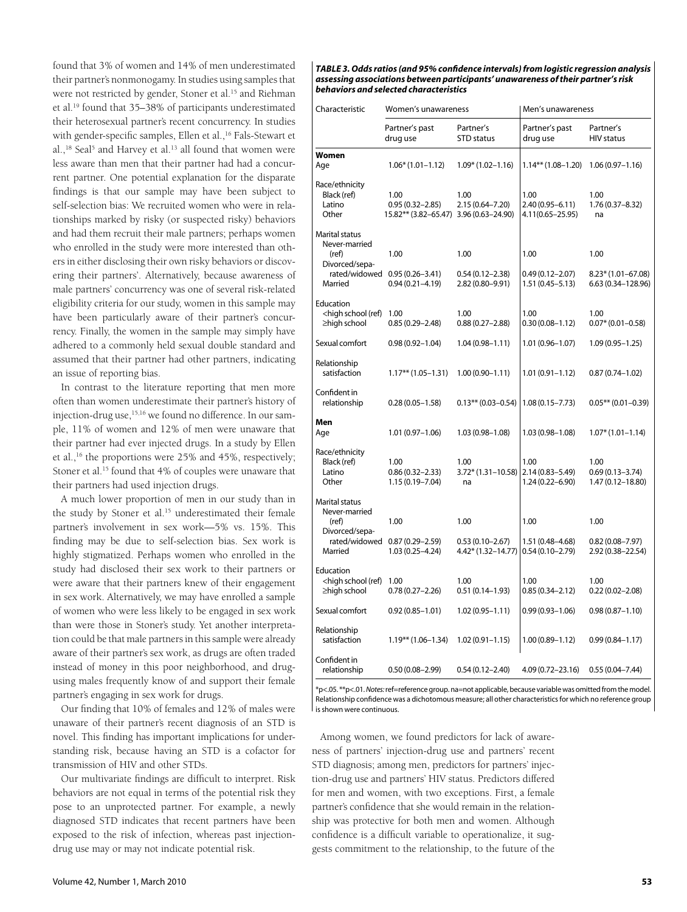found that 3% of women and 14% of men underestimated their partner's nonmonogamy. In studies using samples that were not restricted by gender, Stoner et al.[15] and Riehman et al.[19] found that 35–38% of participants underestimated their heterosexual partner's recent concurrency. In studies with gender-specific samples, Ellen et al.,[16] Fals-Stewart et al.,[18] Seal[5] and Harvey et al.[13] all found that women were less aware than men that their partner had had a concurrent partner. One potential explanation for the disparate findings is that our sample may have been subject to self-selection bias: We recruited women who were in relationships marked by risky (or suspected risky) behaviors and had them recruit their male partners; perhaps women who enrolled in the study were more interested than others in either disclosing their own risky behaviors or discovering their partners'. Alternatively, because awareness of male partners' concurrency was one of several risk-related eligibility criteria for our study, women in this sample may have been particularly aware of their partner's concurrency. Finally, the women in the sample may simply have adhered to a commonly held sexual double standard and assumed that their partner had other partners, indicating an issue of reporting bias.

In contrast to the literature reporting that men more often than women underestimate their partner's history of injection-drug use,[15,16] we found no difference. In our sample, 11% of women and 12% of men were unaware that their partner had ever injected drugs. In a study by Ellen et al.,[16] the proportions were 25% and 45%, respectively; Stoner et al.[15] found that 4% of couples were unaware that their partners had used injection drugs.

A much lower proportion of men in our study than in the study by Stoner et al.[15] underestimated their female partner's involvement in sex work—5% vs. 15%. This finding may be due to self-selection bias. Sex work is highly stigmatized. Perhaps women who enrolled in the study had disclosed their sex work to their partners or were aware that their partners knew of their engagement in sex work. Alternatively, we may have enrolled a sample of women who were less likely to be engaged in sex work than were those in Stoner's study. Yet another interpretation could be that male partners in this sample were already aware of their partner's sex work, as drugs are often traded instead of money in this poor neighborhood, and drug-using males frequently know of and support their female partner's engaging in sex work for drugs.

Our finding that 10% of females and 12% of males were unaware of their partner's recent diagnosis of an STD is novel. This finding has important implications for understanding risk, because having an STD is a cofactor for transmission of HIV and other STDs.

Our multivariate findings are difficult to interpret. Risk behaviors are not equal in terms of the potential risk they pose to an unprotected partner. For example, a newly diagnosed STD indicates that recent partners have been exposed to the risk of infection, whereas past injection-drug use may or may not indicate potential risk.

***TABLE 3. Odds ratios (and 95% confidence intervals) from logistic regression analysis assessing associations between participants' unawareness of their partner's risk behaviors and selected characteristics***

| Characteristic | Women's unawareness | | Men's unawareness | |
|---|---|---|---|---|
| | Partner's past drug use | Partner's STD status | Partner's past drug use | Partner's HIV status |
| **Women** | | | | |
| Age | 1.06* (1.01–1.12) | 1.09* (1.02–1.16) | 1.14** (1.08–1.20) | 1.06 (0.97–1.16) |
| Race/ethnicity | | | | |
| Black (ref) | 1.00 | 1.00 | 1.00 | 1.00 |
| Latino | 0.95 (0.32–2.85) | 2.15 (0.64–7.20) | 2.40 (0.95–6.11) | 1.76 (0.37–8.32) |
| Other | 15.82** (3.82–65.47) | 3.96 (0.63–24.90) | 4.11(0.65–25.95) | na |
| Marital status | | | | |
| Never-married (ref) | 1.00 | 1.00 | 1.00 | 1.00 |
| Divorced/separated/widowed | 0.95 (0.26–3.41) | 0.54 (0.12–2.38) | 0.49 (0.12–2.07) | 8.23* (1.01–67.08) |
| Married | 0.94 (0.21–4.19) | 2.82 (0.80–9.91) | 1.51 (0.45–5.13) | 6.63 (0.34–128.96) |
| Education | | | | |
| <high school (ref) | 1.00 | 1.00 | 1.00 | 1.00 |
| ≥high school | 0.85 (0.29–2.48) | 0.88 (0.27–2.88) | 0.30 (0.08–1.12) | 0.07* (0.01–0.58) |
| Sexual comfort | 0.98 (0.92–1.04) | 1.04 (0.98–1.11) | 1.01 (0.96–1.07) | 1.09 (0.95–1.25) |
| Relationship satisfaction | 1.17** (1.05–1.31) | 1.00 (0.90–1.11) | 1.01 (0.91–1.12) | 0.87 (0.74–1.02) |
| Confident in relationship | 0.28 (0.05–1.58) | 0.13** (0.03–0.54) | 1.08 (0.15–7.73) | 0.05** (0.01–0.39) |
| **Men** | | | | |
| Age | 1.01 (0.97–1.06) | 1.03 (0.98–1.08) | 1.03 (0.98–1.08) | 1.07* (1.01–1.14) |
| Race/ethnicity | | | | |
| Black (ref) | 1.00 | 1.00 | 1.00 | 1.00 |
| Latino | 0.86 (0.32–2.33) | 3.72* (1.31–10.58) | 2.14 (0.83–5.49) | 0.69 (0.13–3.74) |
| Other | 1.15 (0.19–7.04) | na | 1.24 (0.22–6.90) | 1.47 (0.12–18.80) |
| Marital status | | | | |
| Never-married (ref) | 1.00 | 1.00 | 1.00 | 1.00 |
| Divorced/separated/widowed | 0.87 (0.29–2.59) | 0.53 (0.10–2.67) | 1.51 (0.48–4.68) | 0.82 (0.08–7.97) |
| Married | 1.03 (0.25–4.24) | 4.42* (1.32–14.77) | 0.54 (0.10–2.79) | 2.92 (0.38–22.54) |
| Education | | | | |
| <high school (ref) | 1.00 | 1.00 | 1.00 | 1.00 |
| ≥high school | 0.78 (0.27–2.26) | 0.51 (0.14–1.93) | 0.85 (0.34–2.12) | 0.22 (0.02–2.08) |
| Sexual comfort | 0.92 (0.85–1.01) | 1.02 (0.95–1.11) | 0.99 (0.93–1.06) | 0.98 (0.87–1.10) |
| Relationship satisfaction | 1.19** (1.06–1.34) | 1.02 (0.91–1.15) | 1.00 (0.89–1.12) | 0.99 (0.84–1.17) |
| Confident in relationship | 0.50 (0.08–2.99) | 0.54 (0.12–2.40) | 4.09 (0.72–23.16) | 0.55 (0.04–7.44) |

*p<.05. **p<.01. *Notes:* ref=reference group. na=not applicable, because variable was omitted from the model. Relationship confidence was a dichotomous measure; all other characteristics for which no reference group is shown were continuous.

Among women, we found predictors for lack of awareness of partners' injection-drug use and partners' recent STD diagnosis; among men, predictors for partners' injection-drug use and partners' HIV status. Predictors differed for men and women, with two exceptions. First, a female partner's confidence that she would remain in the relationship was protective for both men and women. Although confidence is a difficult variable to operationalize, it suggests commitment to the relationship, to the future of the